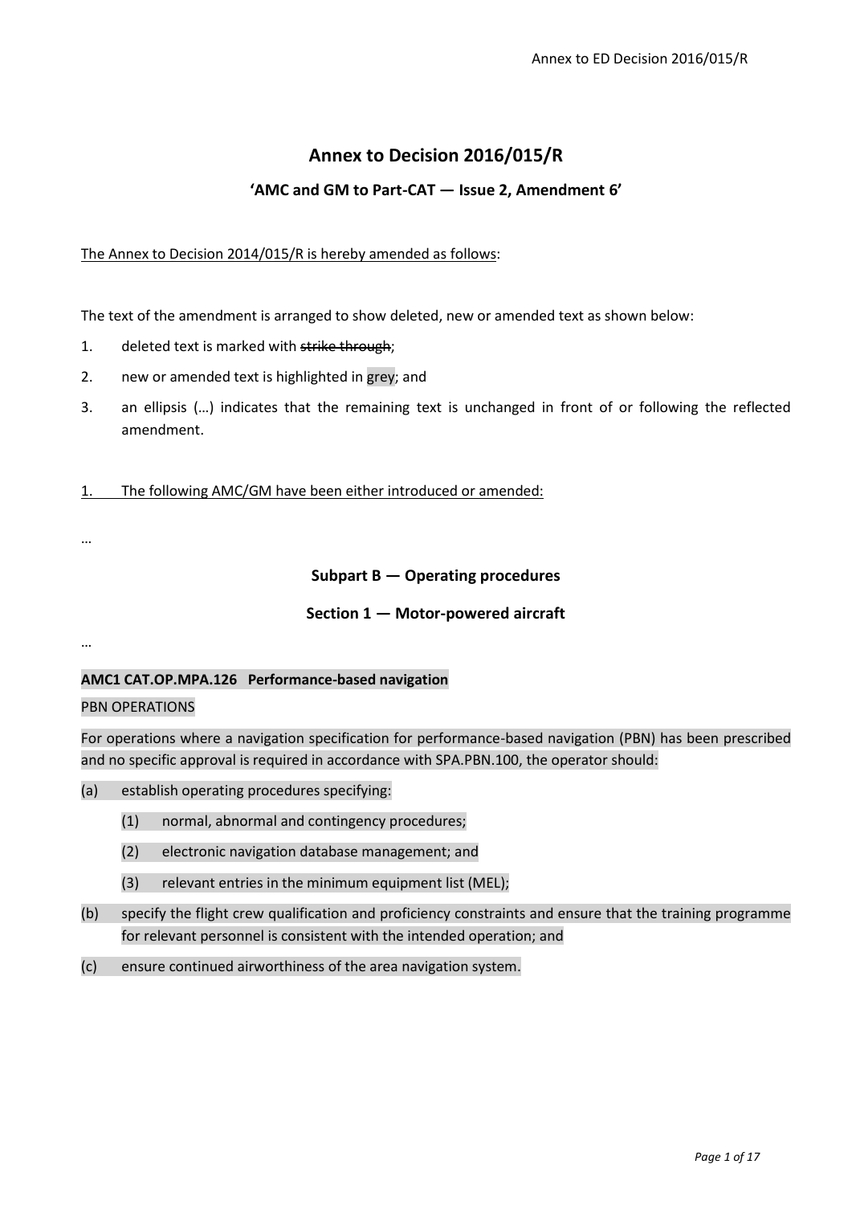# Annex to Decision 2016/015/R

## 'AMC and GM to Part-CAT — Issue 2, Amendment 6'

The Annex to Decision 2014/015/R is hereby amended as follows:

The text of the amendment is arranged to show deleted, new or amended text as shown below:

1. deleted text is marked with ~~strike through~~;
2. new or amended text is highlighted in grey; and
3. an ellipsis (…) indicates that the remaining text is unchanged in front of or following the reflected amendment.

1. The following AMC/GM have been either introduced or amended:

…

### Subpart B — Operating procedures

### Section 1 — Motor-powered aircraft

…

**AMC1 CAT.OP.MPA.126 Performance-based navigation**

PBN OPERATIONS

For operations where a navigation specification for performance-based navigation (PBN) has been prescribed and no specific approval is required in accordance with SPA.PBN.100, the operator should:

(a) establish operating procedures specifying:

  (1) normal, abnormal and contingency procedures;

  (2) electronic navigation database management; and

  (3) relevant entries in the minimum equipment list (MEL);

(b) specify the flight crew qualification and proficiency constraints and ensure that the training programme for relevant personnel is consistent with the intended operation; and

(c) ensure continued airworthiness of the area navigation system.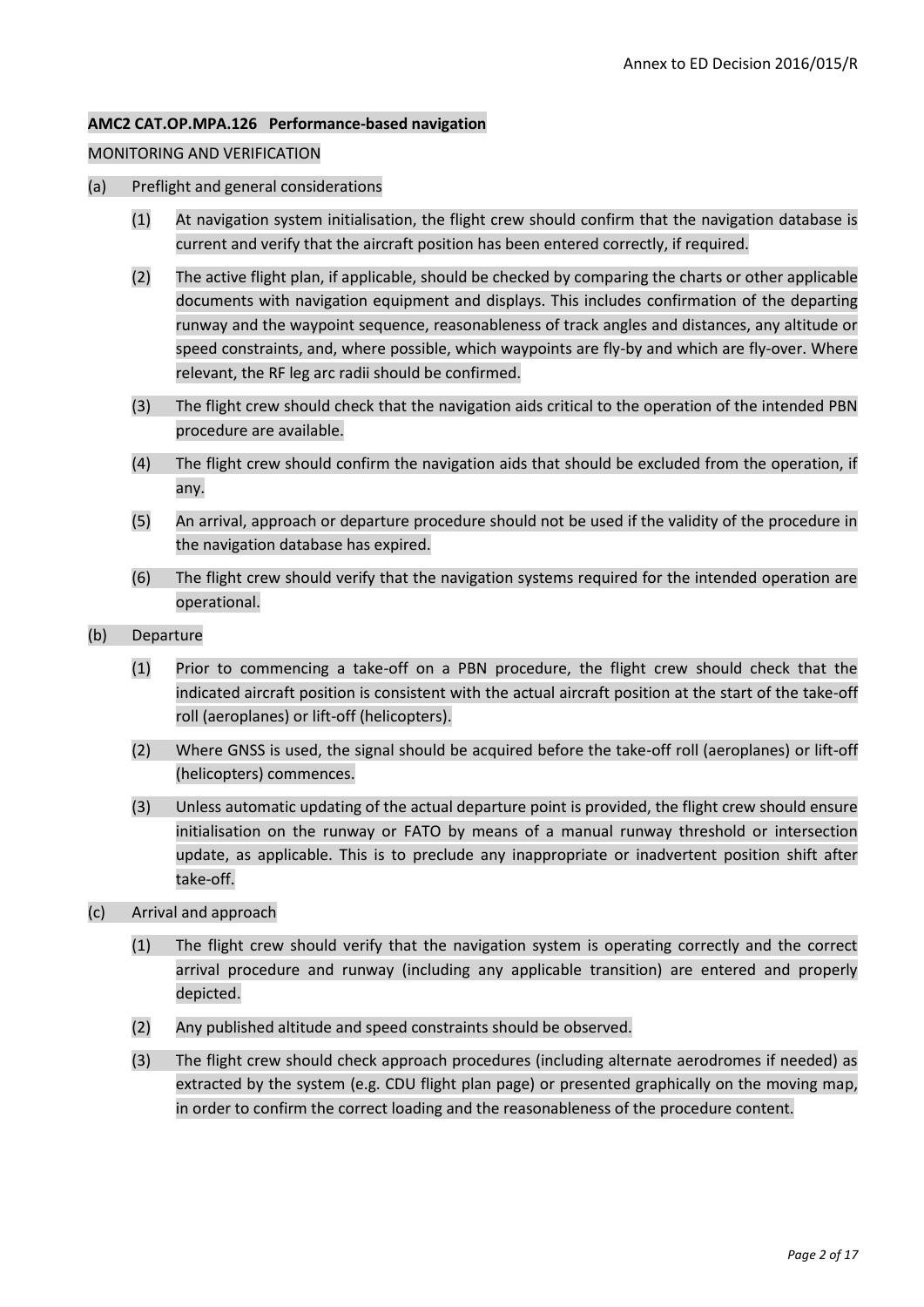**AMC2 CAT.OP.MPA.126 Performance-based navigation**

MONITORING AND VERIFICATION

(a) Preflight and general considerations

(1) At navigation system initialisation, the flight crew should confirm that the navigation database is current and verify that the aircraft position has been entered correctly, if required.

(2) The active flight plan, if applicable, should be checked by comparing the charts or other applicable documents with navigation equipment and displays. This includes confirmation of the departing runway and the waypoint sequence, reasonableness of track angles and distances, any altitude or speed constraints, and, where possible, which waypoints are fly-by and which are fly-over. Where relevant, the RF leg arc radii should be confirmed.

(3) The flight crew should check that the navigation aids critical to the operation of the intended PBN procedure are available.

(4) The flight crew should confirm the navigation aids that should be excluded from the operation, if any.

(5) An arrival, approach or departure procedure should not be used if the validity of the procedure in the navigation database has expired.

(6) The flight crew should verify that the navigation systems required for the intended operation are operational.

(b) Departure

(1) Prior to commencing a take-off on a PBN procedure, the flight crew should check that the indicated aircraft position is consistent with the actual aircraft position at the start of the take-off roll (aeroplanes) or lift-off (helicopters).

(2) Where GNSS is used, the signal should be acquired before the take-off roll (aeroplanes) or lift-off (helicopters) commences.

(3) Unless automatic updating of the actual departure point is provided, the flight crew should ensure initialisation on the runway or FATO by means of a manual runway threshold or intersection update, as applicable. This is to preclude any inappropriate or inadvertent position shift after take-off.

(c) Arrival and approach

(1) The flight crew should verify that the navigation system is operating correctly and the correct arrival procedure and runway (including any applicable transition) are entered and properly depicted.

(2) Any published altitude and speed constraints should be observed.

(3) The flight crew should check approach procedures (including alternate aerodromes if needed) as extracted by the system (e.g. CDU flight plan page) or presented graphically on the moving map, in order to confirm the correct loading and the reasonableness of the procedure content.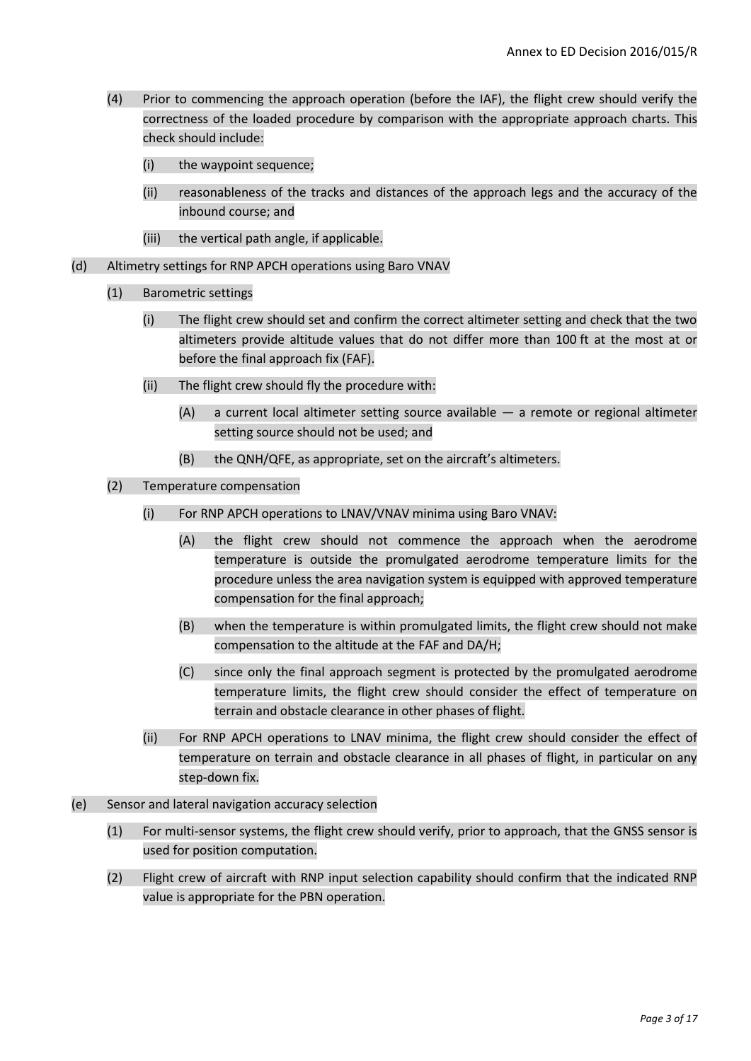(4) Prior to commencing the approach operation (before the IAF), the flight crew should verify the correctness of the loaded procedure by comparison with the appropriate approach charts. This check should include:

   (i) the waypoint sequence;

   (ii) reasonableness of the tracks and distances of the approach legs and the accuracy of the inbound course; and

   (iii) the vertical path angle, if applicable.

(d) Altimetry settings for RNP APCH operations using Baro VNAV

   (1) Barometric settings

      (i) The flight crew should set and confirm the correct altimeter setting and check that the two altimeters provide altitude values that do not differ more than 100 ft at the most at or before the final approach fix (FAF).

      (ii) The flight crew should fly the procedure with:

         (A) a current local altimeter setting source available — a remote or regional altimeter setting source should not be used; and

         (B) the QNH/QFE, as appropriate, set on the aircraft's altimeters.

   (2) Temperature compensation

      (i) For RNP APCH operations to LNAV/VNAV minima using Baro VNAV:

         (A) the flight crew should not commence the approach when the aerodrome temperature is outside the promulgated aerodrome temperature limits for the procedure unless the area navigation system is equipped with approved temperature compensation for the final approach;

         (B) when the temperature is within promulgated limits, the flight crew should not make compensation to the altitude at the FAF and DA/H;

         (C) since only the final approach segment is protected by the promulgated aerodrome temperature limits, the flight crew should consider the effect of temperature on terrain and obstacle clearance in other phases of flight.

      (ii) For RNP APCH operations to LNAV minima, the flight crew should consider the effect of temperature on terrain and obstacle clearance in all phases of flight, in particular on any step-down fix.

(e) Sensor and lateral navigation accuracy selection

   (1) For multi-sensor systems, the flight crew should verify, prior to approach, that the GNSS sensor is used for position computation.

   (2) Flight crew of aircraft with RNP input selection capability should confirm that the indicated RNP value is appropriate for the PBN operation.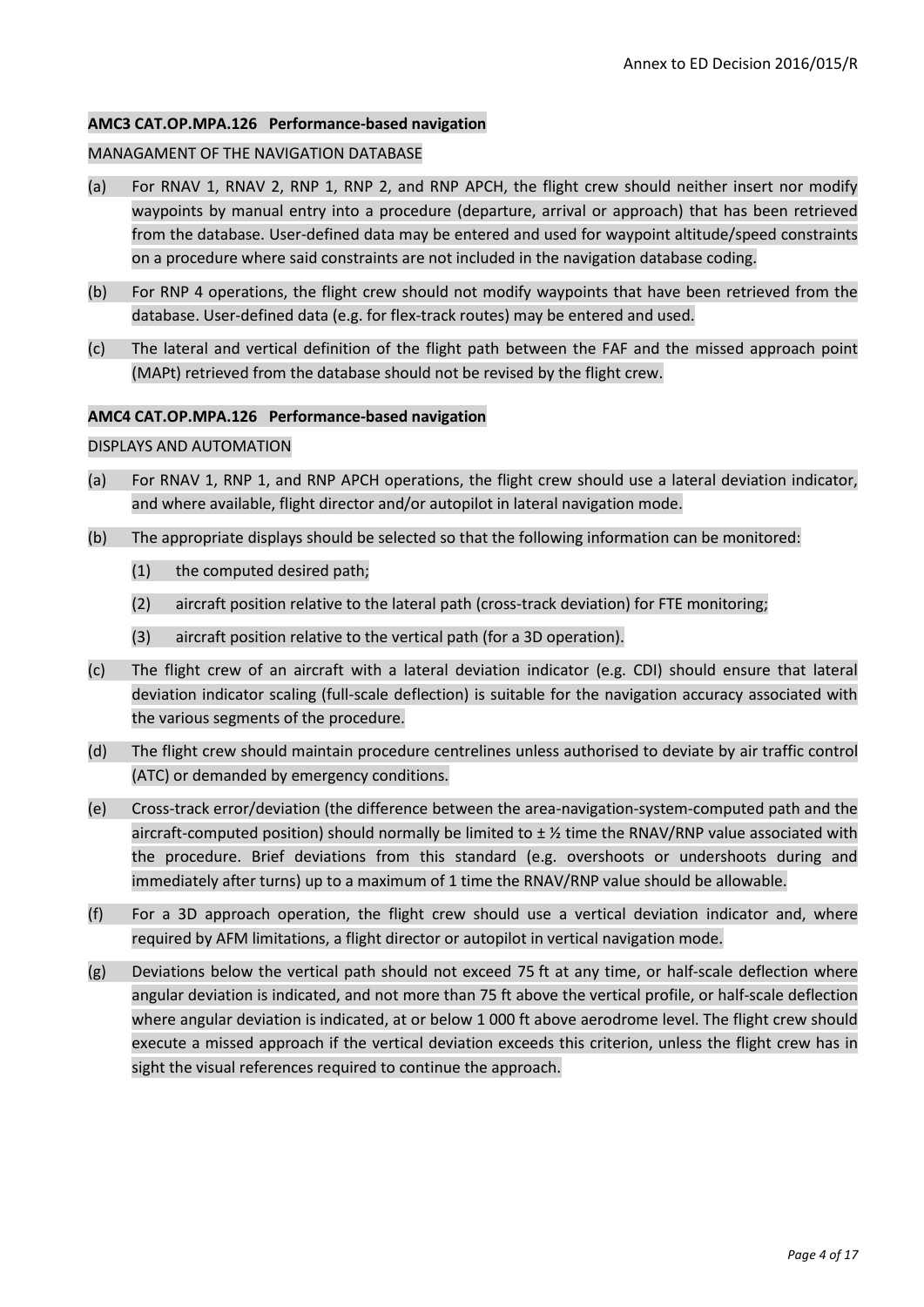**AMC3 CAT.OP.MPA.126 Performance-based navigation**

MANAGAMENT OF THE NAVIGATION DATABASE

(a) For RNAV 1, RNAV 2, RNP 1, RNP 2, and RNP APCH, the flight crew should neither insert nor modify waypoints by manual entry into a procedure (departure, arrival or approach) that has been retrieved from the database. User-defined data may be entered and used for waypoint altitude/speed constraints on a procedure where said constraints are not included in the navigation database coding.

(b) For RNP 4 operations, the flight crew should not modify waypoints that have been retrieved from the database. User-defined data (e.g. for flex-track routes) may be entered and used.

(c) The lateral and vertical definition of the flight path between the FAF and the missed approach point (MAPt) retrieved from the database should not be revised by the flight crew.

**AMC4 CAT.OP.MPA.126 Performance-based navigation**

DISPLAYS AND AUTOMATION

(a) For RNAV 1, RNP 1, and RNP APCH operations, the flight crew should use a lateral deviation indicator, and where available, flight director and/or autopilot in lateral navigation mode.

(b) The appropriate displays should be selected so that the following information can be monitored:

  (1) the computed desired path;

  (2) aircraft position relative to the lateral path (cross-track deviation) for FTE monitoring;

  (3) aircraft position relative to the vertical path (for a 3D operation).

(c) The flight crew of an aircraft with a lateral deviation indicator (e.g. CDI) should ensure that lateral deviation indicator scaling (full-scale deflection) is suitable for the navigation accuracy associated with the various segments of the procedure.

(d) The flight crew should maintain procedure centrelines unless authorised to deviate by air traffic control (ATC) or demanded by emergency conditions.

(e) Cross-track error/deviation (the difference between the area-navigation-system-computed path and the aircraft-computed position) should normally be limited to ± ½ time the RNAV/RNP value associated with the procedure. Brief deviations from this standard (e.g. overshoots or undershoots during and immediately after turns) up to a maximum of 1 time the RNAV/RNP value should be allowable.

(f) For a 3D approach operation, the flight crew should use a vertical deviation indicator and, where required by AFM limitations, a flight director or autopilot in vertical navigation mode.

(g) Deviations below the vertical path should not exceed 75 ft at any time, or half-scale deflection where angular deviation is indicated, and not more than 75 ft above the vertical profile, or half-scale deflection where angular deviation is indicated, at or below 1 000 ft above aerodrome level. The flight crew should execute a missed approach if the vertical deviation exceeds this criterion, unless the flight crew has in sight the visual references required to continue the approach.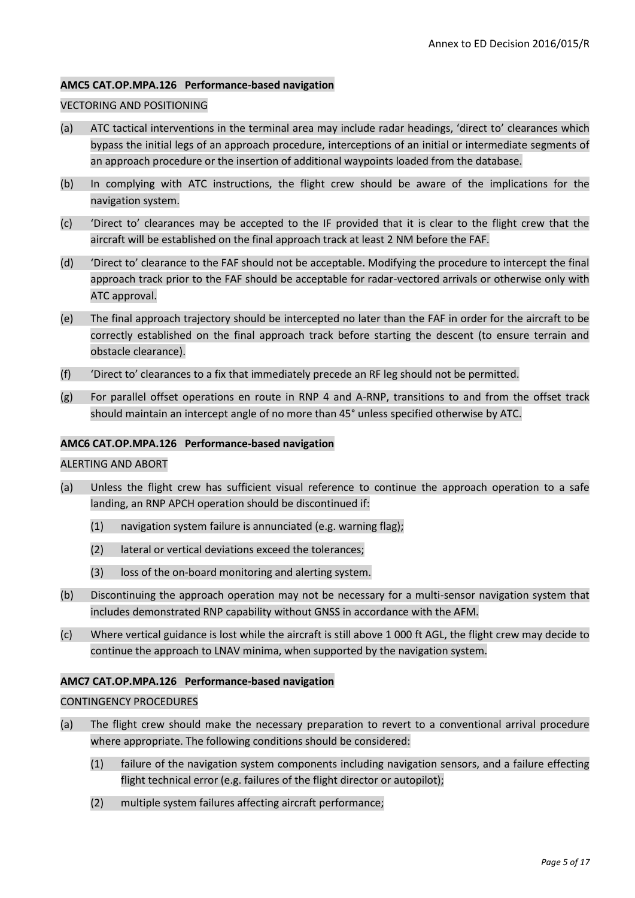**AMC5 CAT.OP.MPA.126 Performance-based navigation**

VECTORING AND POSITIONING

(a) ATC tactical interventions in the terminal area may include radar headings, 'direct to' clearances which bypass the initial legs of an approach procedure, interceptions of an initial or intermediate segments of an approach procedure or the insertion of additional waypoints loaded from the database.

(b) In complying with ATC instructions, the flight crew should be aware of the implications for the navigation system.

(c) 'Direct to' clearances may be accepted to the IF provided that it is clear to the flight crew that the aircraft will be established on the final approach track at least 2 NM before the FAF.

(d) 'Direct to' clearance to the FAF should not be acceptable. Modifying the procedure to intercept the final approach track prior to the FAF should be acceptable for radar-vectored arrivals or otherwise only with ATC approval.

(e) The final approach trajectory should be intercepted no later than the FAF in order for the aircraft to be correctly established on the final approach track before starting the descent (to ensure terrain and obstacle clearance).

(f) 'Direct to' clearances to a fix that immediately precede an RF leg should not be permitted.

(g) For parallel offset operations en route in RNP 4 and A-RNP, transitions to and from the offset track should maintain an intercept angle of no more than 45° unless specified otherwise by ATC.

**AMC6 CAT.OP.MPA.126 Performance-based navigation**

ALERTING AND ABORT

(a) Unless the flight crew has sufficient visual reference to continue the approach operation to a safe landing, an RNP APCH operation should be discontinued if:

  (1) navigation system failure is annunciated (e.g. warning flag);

  (2) lateral or vertical deviations exceed the tolerances;

  (3) loss of the on-board monitoring and alerting system.

(b) Discontinuing the approach operation may not be necessary for a multi-sensor navigation system that includes demonstrated RNP capability without GNSS in accordance with the AFM.

(c) Where vertical guidance is lost while the aircraft is still above 1 000 ft AGL, the flight crew may decide to continue the approach to LNAV minima, when supported by the navigation system.

**AMC7 CAT.OP.MPA.126 Performance-based navigation**

CONTINGENCY PROCEDURES

(a) The flight crew should make the necessary preparation to revert to a conventional arrival procedure where appropriate. The following conditions should be considered:

  (1) failure of the navigation system components including navigation sensors, and a failure effecting flight technical error (e.g. failures of the flight director or autopilot);

  (2) multiple system failures affecting aircraft performance;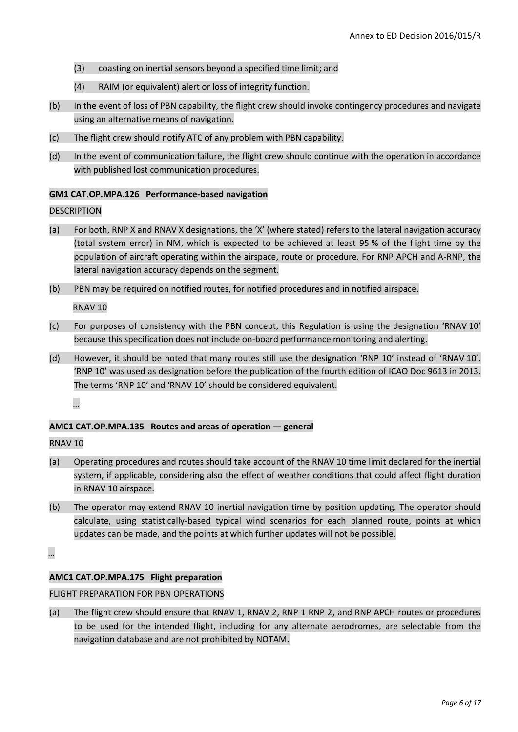(3) coasting on inertial sensors beyond a specified time limit; and

(4) RAIM (or equivalent) alert or loss of integrity function.

(b) In the event of loss of PBN capability, the flight crew should invoke contingency procedures and navigate using an alternative means of navigation.

(c) The flight crew should notify ATC of any problem with PBN capability.

(d) In the event of communication failure, the flight crew should continue with the operation in accordance with published lost communication procedures.

**GM1 CAT.OP.MPA.126 Performance-based navigation**

DESCRIPTION

(a) For both, RNP X and RNAV X designations, the 'X' (where stated) refers to the lateral navigation accuracy (total system error) in NM, which is expected to be achieved at least 95 % of the flight time by the population of aircraft operating within the airspace, route or procedure. For RNP APCH and A-RNP, the lateral navigation accuracy depends on the segment.

(b) PBN may be required on notified routes, for notified procedures and in notified airspace.

RNAV 10

(c) For purposes of consistency with the PBN concept, this Regulation is using the designation 'RNAV 10' because this specification does not include on-board performance monitoring and alerting.

(d) However, it should be noted that many routes still use the designation 'RNP 10' instead of 'RNAV 10'. 'RNP 10' was used as designation before the publication of the fourth edition of ICAO Doc 9613 in 2013. The terms 'RNP 10' and 'RNAV 10' should be considered equivalent.

…

**AMC1 CAT.OP.MPA.135 Routes and areas of operation — general**

RNAV 10

(a) Operating procedures and routes should take account of the RNAV 10 time limit declared for the inertial system, if applicable, considering also the effect of weather conditions that could affect flight duration in RNAV 10 airspace.

(b) The operator may extend RNAV 10 inertial navigation time by position updating. The operator should calculate, using statistically-based typical wind scenarios for each planned route, points at which updates can be made, and the points at which further updates will not be possible.

…

**AMC1 CAT.OP.MPA.175 Flight preparation**

FLIGHT PREPARATION FOR PBN OPERATIONS

(a) The flight crew should ensure that RNAV 1, RNAV 2, RNP 1 RNP 2, and RNP APCH routes or procedures to be used for the intended flight, including for any alternate aerodromes, are selectable from the navigation database and are not prohibited by NOTAM.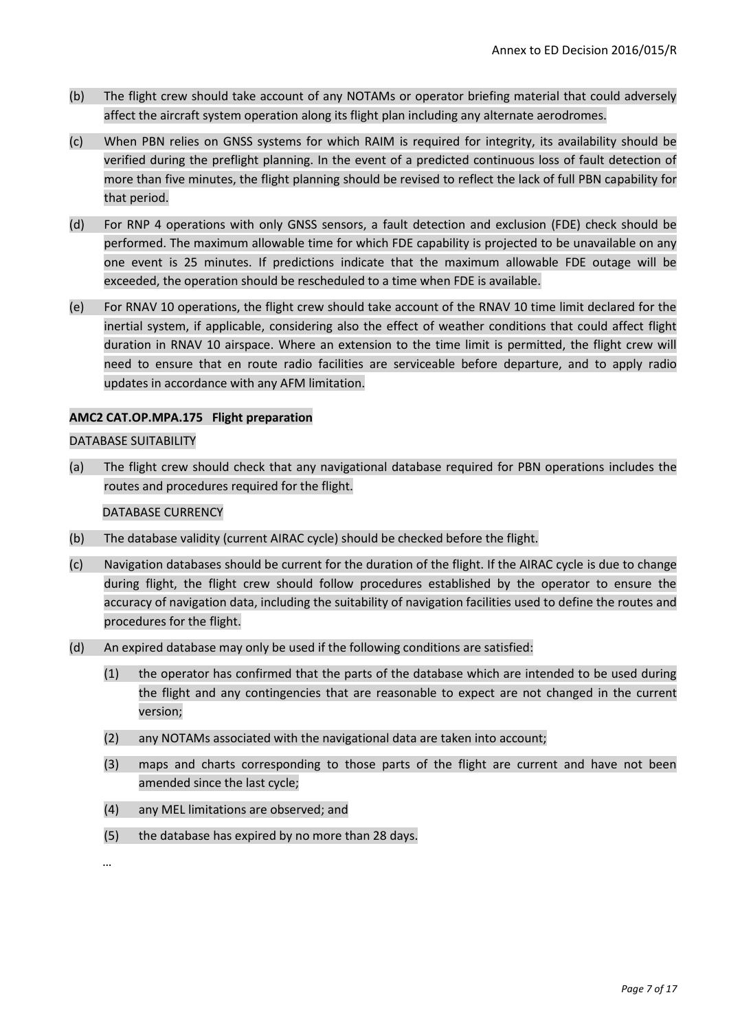(b) The flight crew should take account of any NOTAMs or operator briefing material that could adversely affect the aircraft system operation along its flight plan including any alternate aerodromes.

(c) When PBN relies on GNSS systems for which RAIM is required for integrity, its availability should be verified during the preflight planning. In the event of a predicted continuous loss of fault detection of more than five minutes, the flight planning should be revised to reflect the lack of full PBN capability for that period.

(d) For RNP 4 operations with only GNSS sensors, a fault detection and exclusion (FDE) check should be performed. The maximum allowable time for which FDE capability is projected to be unavailable on any one event is 25 minutes. If predictions indicate that the maximum allowable FDE outage will be exceeded, the operation should be rescheduled to a time when FDE is available.

(e) For RNAV 10 operations, the flight crew should take account of the RNAV 10 time limit declared for the inertial system, if applicable, considering also the effect of weather conditions that could affect flight duration in RNAV 10 airspace. Where an extension to the time limit is permitted, the flight crew will need to ensure that en route radio facilities are serviceable before departure, and to apply radio updates in accordance with any AFM limitation.

**AMC2 CAT.OP.MPA.175 Flight preparation**

DATABASE SUITABILITY

(a) The flight crew should check that any navigational database required for PBN operations includes the routes and procedures required for the flight.

DATABASE CURRENCY

(b) The database validity (current AIRAC cycle) should be checked before the flight.

(c) Navigation databases should be current for the duration of the flight. If the AIRAC cycle is due to change during flight, the flight crew should follow procedures established by the operator to ensure the accuracy of navigation data, including the suitability of navigation facilities used to define the routes and procedures for the flight.

(d) An expired database may only be used if the following conditions are satisfied:

   (1) the operator has confirmed that the parts of the database which are intended to be used during the flight and any contingencies that are reasonable to expect are not changed in the current version;

   (2) any NOTAMs associated with the navigational data are taken into account;

   (3) maps and charts corresponding to those parts of the flight are current and have not been amended since the last cycle;

   (4) any MEL limitations are observed; and

   (5) the database has expired by no more than 28 days.

…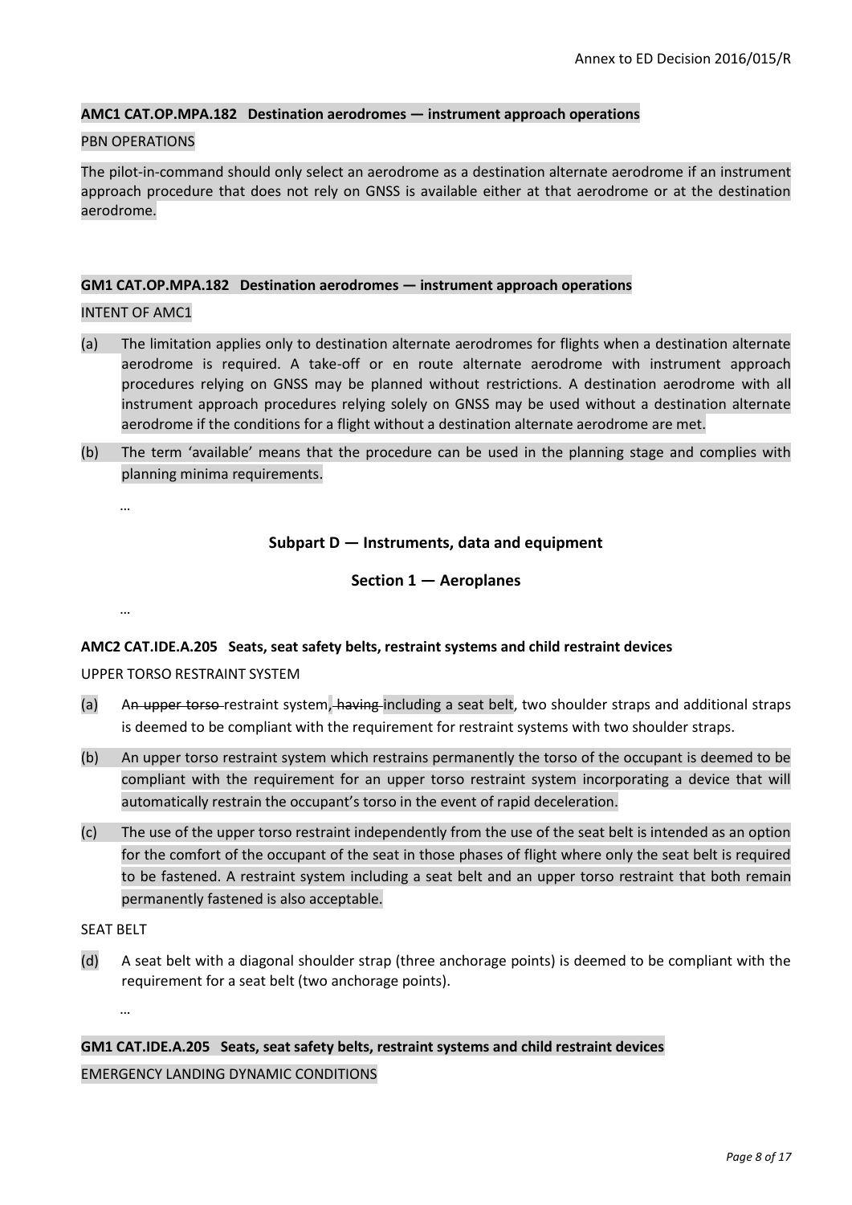**AMC1 CAT.OP.MPA.182 Destination aerodromes — instrument approach operations**

PBN OPERATIONS

The pilot-in-command should only select an aerodrome as a destination alternate aerodrome if an instrument approach procedure that does not rely on GNSS is available either at that aerodrome or at the destination aerodrome.

**GM1 CAT.OP.MPA.182 Destination aerodromes — instrument approach operations**

INTENT OF AMC1

(a) The limitation applies only to destination alternate aerodromes for flights when a destination alternate aerodrome is required. A take-off or en route alternate aerodrome with instrument approach procedures relying on GNSS may be planned without restrictions. A destination aerodrome with all instrument approach procedures relying solely on GNSS may be used without a destination alternate aerodrome if the conditions for a flight without a destination alternate aerodrome are met.

(b) The term 'available' means that the procedure can be used in the planning stage and complies with planning minima requirements.

…

**Subpart D — Instruments, data and equipment**

**Section 1 — Aeroplanes**

…

**AMC2 CAT.IDE.A.205 Seats, seat safety belts, restraint systems and child restraint devices**

UPPER TORSO RESTRAINT SYSTEM

(a) A~~n upper torso~~ restraint system~~, having~~ including a seat belt, two shoulder straps and additional straps is deemed to be compliant with the requirement for restraint systems with two shoulder straps.

(b) An upper torso restraint system which restrains permanently the torso of the occupant is deemed to be compliant with the requirement for an upper torso restraint system incorporating a device that will automatically restrain the occupant's torso in the event of rapid deceleration.

(c) The use of the upper torso restraint independently from the use of the seat belt is intended as an option for the comfort of the occupant of the seat in those phases of flight where only the seat belt is required to be fastened. A restraint system including a seat belt and an upper torso restraint that both remain permanently fastened is also acceptable.

SEAT BELT

(d) A seat belt with a diagonal shoulder strap (three anchorage points) is deemed to be compliant with the requirement for a seat belt (two anchorage points).

…

**GM1 CAT.IDE.A.205 Seats, seat safety belts, restraint systems and child restraint devices**

EMERGENCY LANDING DYNAMIC CONDITIONS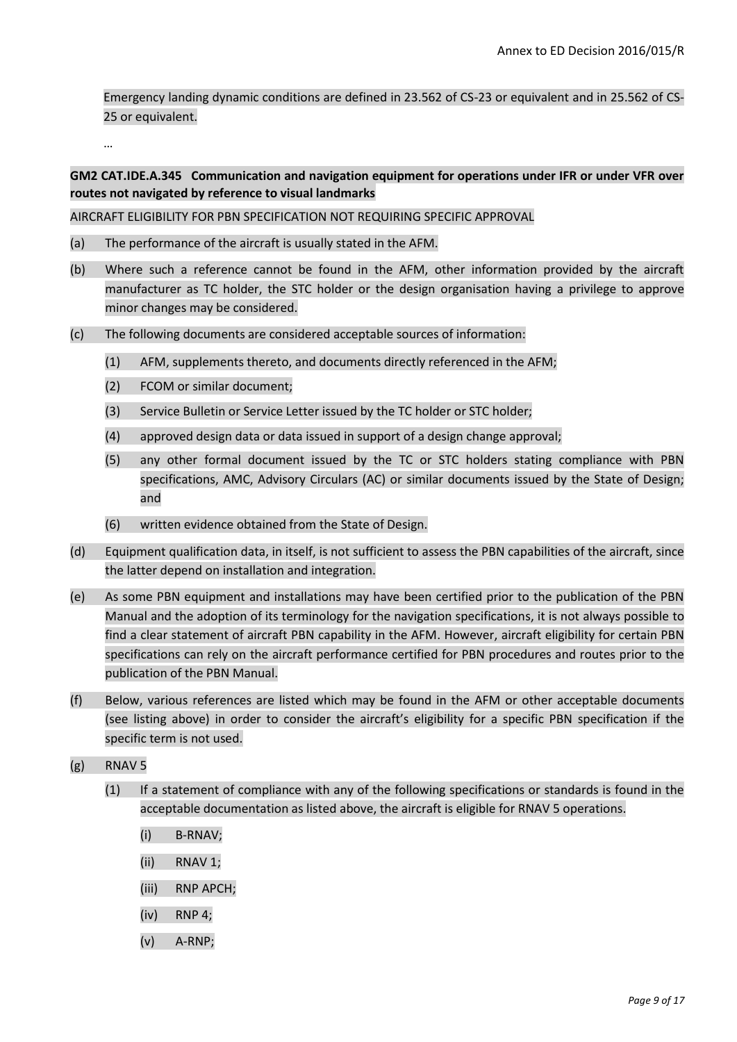Emergency landing dynamic conditions are defined in 23.562 of CS-23 or equivalent and in 25.562 of CS-25 or equivalent.

…

**GM2 CAT.IDE.A.345 Communication and navigation equipment for operations under IFR or under VFR over routes not navigated by reference to visual landmarks**

AIRCRAFT ELIGIBILITY FOR PBN SPECIFICATION NOT REQUIRING SPECIFIC APPROVAL

(a) The performance of the aircraft is usually stated in the AFM.

(b) Where such a reference cannot be found in the AFM, other information provided by the aircraft manufacturer as TC holder, the STC holder or the design organisation having a privilege to approve minor changes may be considered.

(c) The following documents are considered acceptable sources of information:

  (1) AFM, supplements thereto, and documents directly referenced in the AFM;

  (2) FCOM or similar document;

  (3) Service Bulletin or Service Letter issued by the TC holder or STC holder;

  (4) approved design data or data issued in support of a design change approval;

  (5) any other formal document issued by the TC or STC holders stating compliance with PBN specifications, AMC, Advisory Circulars (AC) or similar documents issued by the State of Design; and

  (6) written evidence obtained from the State of Design.

(d) Equipment qualification data, in itself, is not sufficient to assess the PBN capabilities of the aircraft, since the latter depend on installation and integration.

(e) As some PBN equipment and installations may have been certified prior to the publication of the PBN Manual and the adoption of its terminology for the navigation specifications, it is not always possible to find a clear statement of aircraft PBN capability in the AFM. However, aircraft eligibility for certain PBN specifications can rely on the aircraft performance certified for PBN procedures and routes prior to the publication of the PBN Manual.

(f) Below, various references are listed which may be found in the AFM or other acceptable documents (see listing above) in order to consider the aircraft's eligibility for a specific PBN specification if the specific term is not used.

(g) RNAV 5

  (1) If a statement of compliance with any of the following specifications or standards is found in the acceptable documentation as listed above, the aircraft is eligible for RNAV 5 operations.

    (i) B-RNAV;

    (ii) RNAV 1;

    (iii) RNP APCH;

    (iv) RNP 4;

    (v) A-RNP;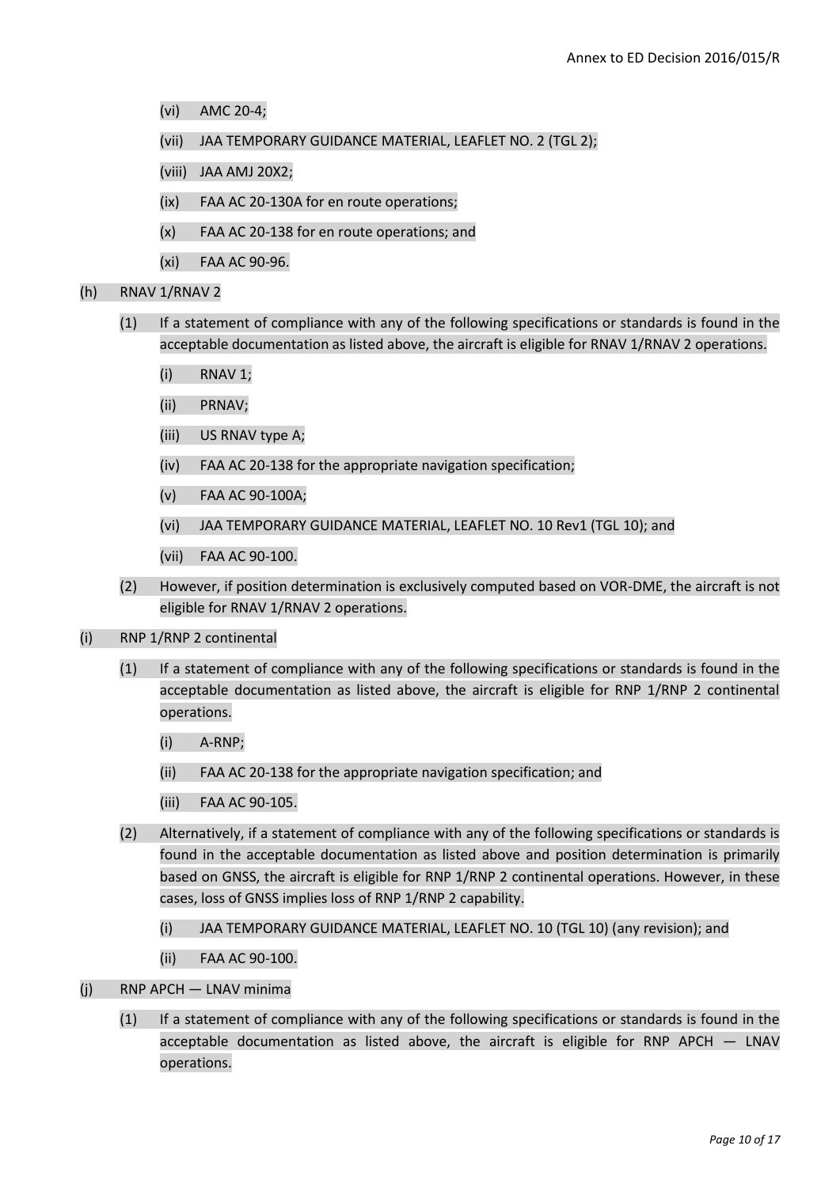(vi) AMC 20-4;

(vii) JAA TEMPORARY GUIDANCE MATERIAL, LEAFLET NO. 2 (TGL 2);

(viii) JAA AMJ 20X2;

(ix) FAA AC 20-130A for en route operations;

(x) FAA AC 20-138 for en route operations; and

(xi) FAA AC 90-96.

(h) RNAV 1/RNAV 2

(1) If a statement of compliance with any of the following specifications or standards is found in the acceptable documentation as listed above, the aircraft is eligible for RNAV 1/RNAV 2 operations.

(i) RNAV 1;

(ii) PRNAV;

(iii) US RNAV type A;

(iv) FAA AC 20-138 for the appropriate navigation specification;

(v) FAA AC 90-100A;

(vi) JAA TEMPORARY GUIDANCE MATERIAL, LEAFLET NO. 10 Rev1 (TGL 10); and

(vii) FAA AC 90-100.

(2) However, if position determination is exclusively computed based on VOR-DME, the aircraft is not eligible for RNAV 1/RNAV 2 operations.

(i) RNP 1/RNP 2 continental

(1) If a statement of compliance with any of the following specifications or standards is found in the acceptable documentation as listed above, the aircraft is eligible for RNP 1/RNP 2 continental operations.

(i) A-RNP;

(ii) FAA AC 20-138 for the appropriate navigation specification; and

(iii) FAA AC 90-105.

(2) Alternatively, if a statement of compliance with any of the following specifications or standards is found in the acceptable documentation as listed above and position determination is primarily based on GNSS, the aircraft is eligible for RNP 1/RNP 2 continental operations. However, in these cases, loss of GNSS implies loss of RNP 1/RNP 2 capability.

(i) JAA TEMPORARY GUIDANCE MATERIAL, LEAFLET NO. 10 (TGL 10) (any revision); and

(ii) FAA AC 90-100.

(j) RNP APCH — LNAV minima

(1) If a statement of compliance with any of the following specifications or standards is found in the acceptable documentation as listed above, the aircraft is eligible for RNP APCH — LNAV operations.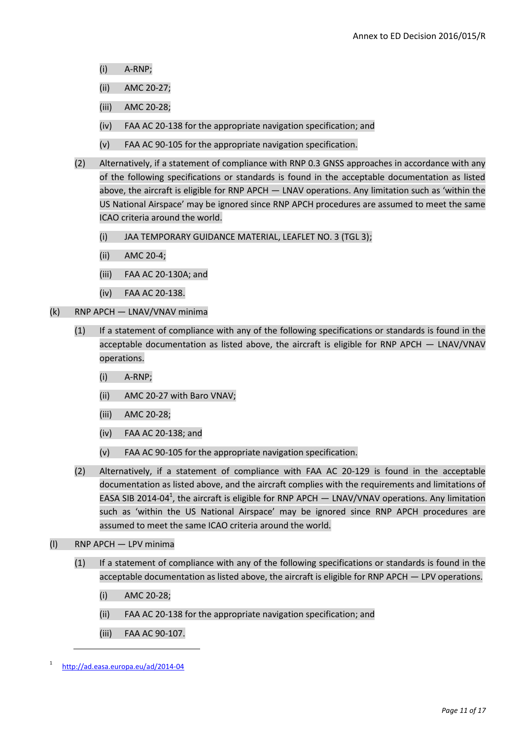(i) A-RNP;

(ii) AMC 20-27;

(iii) AMC 20-28;

(iv) FAA AC 20-138 for the appropriate navigation specification; and

(v) FAA AC 90-105 for the appropriate navigation specification.

(2) Alternatively, if a statement of compliance with RNP 0.3 GNSS approaches in accordance with any of the following specifications or standards is found in the acceptable documentation as listed above, the aircraft is eligible for RNP APCH — LNAV operations. Any limitation such as 'within the US National Airspace' may be ignored since RNP APCH procedures are assumed to meet the same ICAO criteria around the world.

(i) JAA TEMPORARY GUIDANCE MATERIAL, LEAFLET NO. 3 (TGL 3);

(ii) AMC 20-4;

(iii) FAA AC 20-130A; and

(iv) FAA AC 20-138.

(k) RNP APCH — LNAV/VNAV minima

(1) If a statement of compliance with any of the following specifications or standards is found in the acceptable documentation as listed above, the aircraft is eligible for RNP APCH — LNAV/VNAV operations.

(i) A-RNP;

(ii) AMC 20-27 with Baro VNAV;

(iii) AMC 20-28;

(iv) FAA AC 20-138; and

(v) FAA AC 90-105 for the appropriate navigation specification.

(2) Alternatively, if a statement of compliance with FAA AC 20-129 is found in the acceptable documentation as listed above, and the aircraft complies with the requirements and limitations of EASA SIB 2014-04[1], the aircraft is eligible for RNP APCH — LNAV/VNAV operations. Any limitation such as 'within the US National Airspace' may be ignored since RNP APCH procedures are assumed to meet the same ICAO criteria around the world.

(l) RNP APCH — LPV minima

(1) If a statement of compliance with any of the following specifications or standards is found in the acceptable documentation as listed above, the aircraft is eligible for RNP APCH — LPV operations.

(i) AMC 20-28;

(ii) FAA AC 20-138 for the appropriate navigation specification; and

(iii) FAA AC 90-107.

---

[1] http://ad.easa.europa.eu/ad/2014-04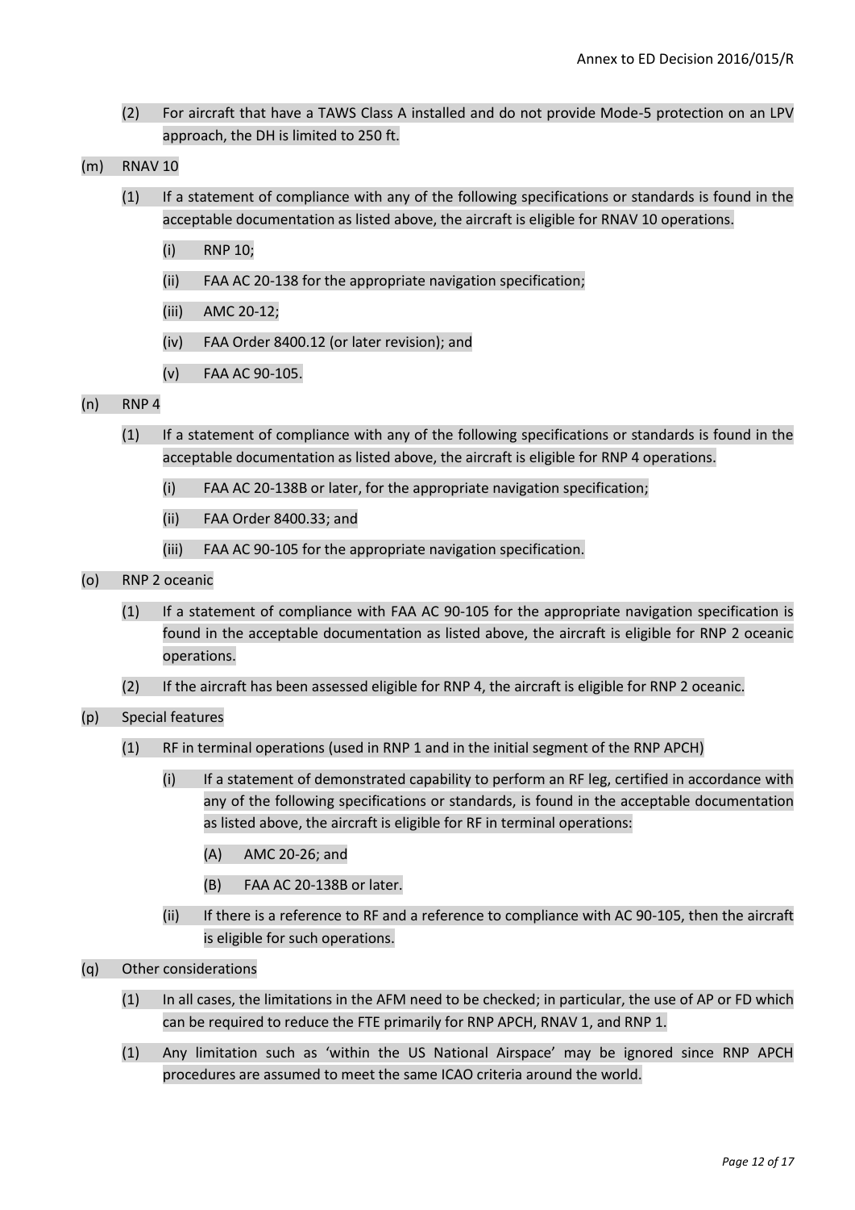(2) For aircraft that have a TAWS Class A installed and do not provide Mode-5 protection on an LPV approach, the DH is limited to 250 ft.

(m) RNAV 10

(1) If a statement of compliance with any of the following specifications or standards is found in the acceptable documentation as listed above, the aircraft is eligible for RNAV 10 operations.

(i) RNP 10;

(ii) FAA AC 20-138 for the appropriate navigation specification;

(iii) AMC 20-12;

(iv) FAA Order 8400.12 (or later revision); and

(v) FAA AC 90-105.

(n) RNP 4

(1) If a statement of compliance with any of the following specifications or standards is found in the acceptable documentation as listed above, the aircraft is eligible for RNP 4 operations.

(i) FAA AC 20-138B or later, for the appropriate navigation specification;

(ii) FAA Order 8400.33; and

(iii) FAA AC 90-105 for the appropriate navigation specification.

(o) RNP 2 oceanic

(1) If a statement of compliance with FAA AC 90-105 for the appropriate navigation specification is found in the acceptable documentation as listed above, the aircraft is eligible for RNP 2 oceanic operations.

(2) If the aircraft has been assessed eligible for RNP 4, the aircraft is eligible for RNP 2 oceanic.

(p) Special features

(1) RF in terminal operations (used in RNP 1 and in the initial segment of the RNP APCH)

(i) If a statement of demonstrated capability to perform an RF leg, certified in accordance with any of the following specifications or standards, is found in the acceptable documentation as listed above, the aircraft is eligible for RF in terminal operations:

(A) AMC 20-26; and

(B) FAA AC 20-138B or later.

(ii) If there is a reference to RF and a reference to compliance with AC 90-105, then the aircraft is eligible for such operations.

(q) Other considerations

(1) In all cases, the limitations in the AFM need to be checked; in particular, the use of AP or FD which can be required to reduce the FTE primarily for RNP APCH, RNAV 1, and RNP 1.

(1) Any limitation such as 'within the US National Airspace' may be ignored since RNP APCH procedures are assumed to meet the same ICAO criteria around the world.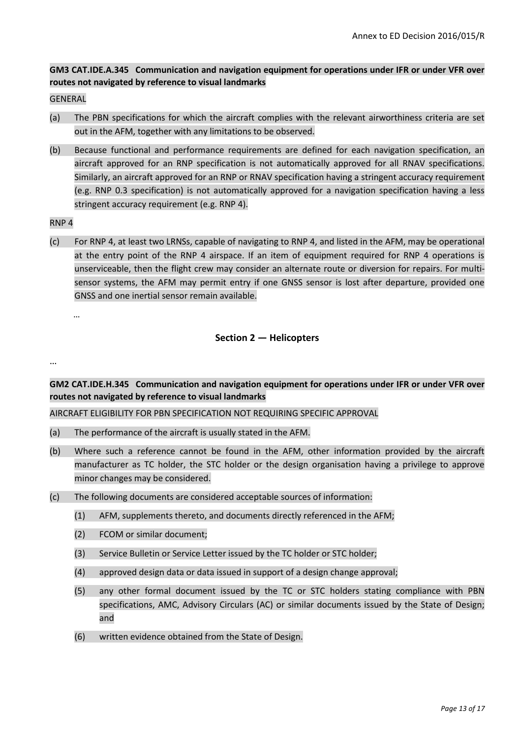**GM3 CAT.IDE.A.345 Communication and navigation equipment for operations under IFR or under VFR over routes not navigated by reference to visual landmarks**

GENERAL

(a) The PBN specifications for which the aircraft complies with the relevant airworthiness criteria are set out in the AFM, together with any limitations to be observed.

(b) Because functional and performance requirements are defined for each navigation specification, an aircraft approved for an RNP specification is not automatically approved for all RNAV specifications. Similarly, an aircraft approved for an RNP or RNAV specification having a stringent accuracy requirement (e.g. RNP 0.3 specification) is not automatically approved for a navigation specification having a less stringent accuracy requirement (e.g. RNP 4).

RNP 4

(c) For RNP 4, at least two LRNSs, capable of navigating to RNP 4, and listed in the AFM, may be operational at the entry point of the RNP 4 airspace. If an item of equipment required for RNP 4 operations is unserviceable, then the flight crew may consider an alternate route or diversion for repairs. For multi-sensor systems, the AFM may permit entry if one GNSS sensor is lost after departure, provided one GNSS and one inertial sensor remain available.

…

## Section 2 — Helicopters

…

**GM2 CAT.IDE.H.345 Communication and navigation equipment for operations under IFR or under VFR over routes not navigated by reference to visual landmarks**

AIRCRAFT ELIGIBILITY FOR PBN SPECIFICATION NOT REQUIRING SPECIFIC APPROVAL

(a) The performance of the aircraft is usually stated in the AFM.

(b) Where such a reference cannot be found in the AFM, other information provided by the aircraft manufacturer as TC holder, the STC holder or the design organisation having a privilege to approve minor changes may be considered.

(c) The following documents are considered acceptable sources of information:

(1) AFM, supplements thereto, and documents directly referenced in the AFM;

(2) FCOM or similar document;

(3) Service Bulletin or Service Letter issued by the TC holder or STC holder;

(4) approved design data or data issued in support of a design change approval;

(5) any other formal document issued by the TC or STC holders stating compliance with PBN specifications, AMC, Advisory Circulars (AC) or similar documents issued by the State of Design; and

(6) written evidence obtained from the State of Design.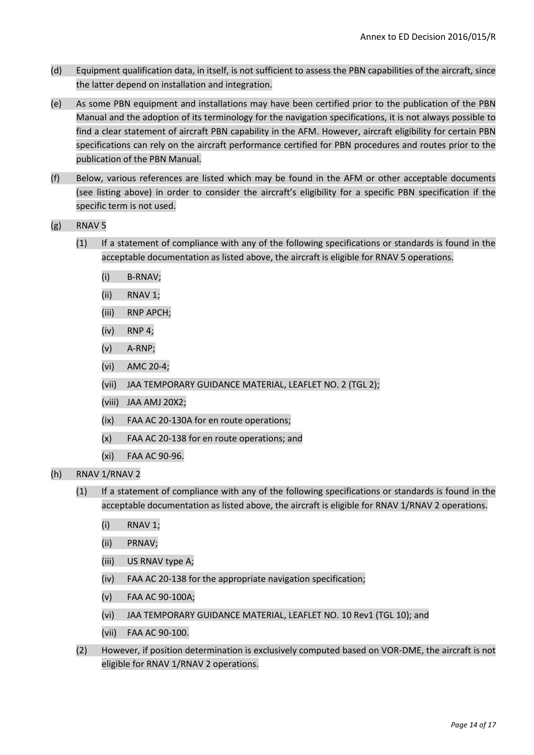(d) Equipment qualification data, in itself, is not sufficient to assess the PBN capabilities of the aircraft, since the latter depend on installation and integration.

(e) As some PBN equipment and installations may have been certified prior to the publication of the PBN Manual and the adoption of its terminology for the navigation specifications, it is not always possible to find a clear statement of aircraft PBN capability in the AFM. However, aircraft eligibility for certain PBN specifications can rely on the aircraft performance certified for PBN procedures and routes prior to the publication of the PBN Manual.

(f) Below, various references are listed which may be found in the AFM or other acceptable documents (see listing above) in order to consider the aircraft's eligibility for a specific PBN specification if the specific term is not used.

(g) RNAV 5

(1) If a statement of compliance with any of the following specifications or standards is found in the acceptable documentation as listed above, the aircraft is eligible for RNAV 5 operations.

(i) B-RNAV;

(ii) RNAV 1;

(iii) RNP APCH;

(iv) RNP 4;

(v) A-RNP;

(vi) AMC 20-4;

(vii) JAA TEMPORARY GUIDANCE MATERIAL, LEAFLET NO. 2 (TGL 2);

(viii) JAA AMJ 20X2;

(ix) FAA AC 20-130A for en route operations;

(x) FAA AC 20-138 for en route operations; and

(xi) FAA AC 90-96.

(h) RNAV 1/RNAV 2

(1) If a statement of compliance with any of the following specifications or standards is found in the acceptable documentation as listed above, the aircraft is eligible for RNAV 1/RNAV 2 operations.

(i) RNAV 1;

(ii) PRNAV;

(iii) US RNAV type A;

(iv) FAA AC 20-138 for the appropriate navigation specification;

(v) FAA AC 90-100A;

(vi) JAA TEMPORARY GUIDANCE MATERIAL, LEAFLET NO. 10 Rev1 (TGL 10); and

(vii) FAA AC 90-100.

(2) However, if position determination is exclusively computed based on VOR-DME, the aircraft is not eligible for RNAV 1/RNAV 2 operations.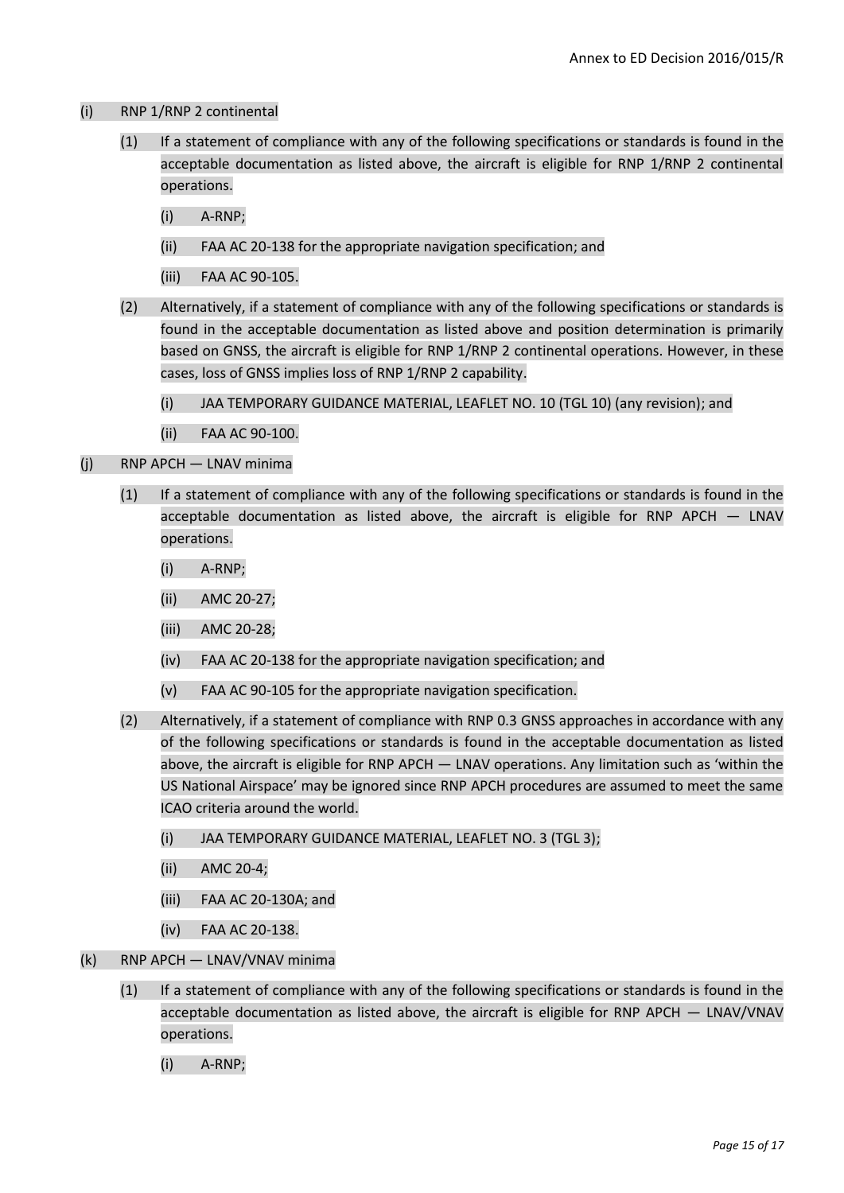(i) RNP 1/RNP 2 continental

(1) If a statement of compliance with any of the following specifications or standards is found in the acceptable documentation as listed above, the aircraft is eligible for RNP 1/RNP 2 continental operations.

(i) A-RNP;

(ii) FAA AC 20-138 for the appropriate navigation specification; and

(iii) FAA AC 90-105.

(2) Alternatively, if a statement of compliance with any of the following specifications or standards is found in the acceptable documentation as listed above and position determination is primarily based on GNSS, the aircraft is eligible for RNP 1/RNP 2 continental operations. However, in these cases, loss of GNSS implies loss of RNP 1/RNP 2 capability.

(i) JAA TEMPORARY GUIDANCE MATERIAL, LEAFLET NO. 10 (TGL 10) (any revision); and

(ii) FAA AC 90-100.

(j) RNP APCH — LNAV minima

(1) If a statement of compliance with any of the following specifications or standards is found in the acceptable documentation as listed above, the aircraft is eligible for RNP APCH — LNAV operations.

(i) A-RNP;

(ii) AMC 20-27;

(iii) AMC 20-28;

(iv) FAA AC 20-138 for the appropriate navigation specification; and

(v) FAA AC 90-105 for the appropriate navigation specification.

(2) Alternatively, if a statement of compliance with RNP 0.3 GNSS approaches in accordance with any of the following specifications or standards is found in the acceptable documentation as listed above, the aircraft is eligible for RNP APCH — LNAV operations. Any limitation such as 'within the US National Airspace' may be ignored since RNP APCH procedures are assumed to meet the same ICAO criteria around the world.

(i) JAA TEMPORARY GUIDANCE MATERIAL, LEAFLET NO. 3 (TGL 3);

(ii) AMC 20-4;

(iii) FAA AC 20-130A; and

(iv) FAA AC 20-138.

(k) RNP APCH — LNAV/VNAV minima

(1) If a statement of compliance with any of the following specifications or standards is found in the acceptable documentation as listed above, the aircraft is eligible for RNP APCH — LNAV/VNAV operations.

(i) A-RNP;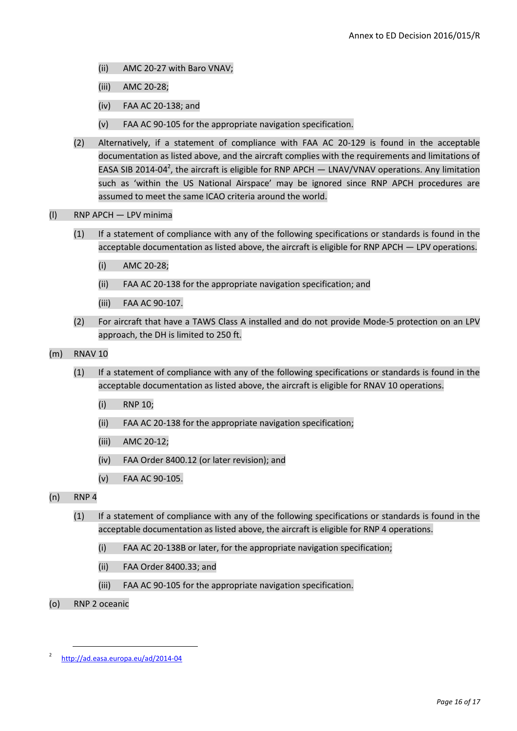(ii) AMC 20-27 with Baro VNAV;

(iii) AMC 20-28;

(iv) FAA AC 20-138; and

(v) FAA AC 90-105 for the appropriate navigation specification.

(2) Alternatively, if a statement of compliance with FAA AC 20-129 is found in the acceptable documentation as listed above, and the aircraft complies with the requirements and limitations of EASA SIB 2014-04[2], the aircraft is eligible for RNP APCH — LNAV/VNAV operations. Any limitation such as 'within the US National Airspace' may be ignored since RNP APCH procedures are assumed to meet the same ICAO criteria around the world.

(l) RNP APCH — LPV minima

(1) If a statement of compliance with any of the following specifications or standards is found in the acceptable documentation as listed above, the aircraft is eligible for RNP APCH — LPV operations.

(i) AMC 20-28;

(ii) FAA AC 20-138 for the appropriate navigation specification; and

(iii) FAA AC 90-107.

(2) For aircraft that have a TAWS Class A installed and do not provide Mode-5 protection on an LPV approach, the DH is limited to 250 ft.

(m) RNAV 10

(1) If a statement of compliance with any of the following specifications or standards is found in the acceptable documentation as listed above, the aircraft is eligible for RNAV 10 operations.

(i) RNP 10;

(ii) FAA AC 20-138 for the appropriate navigation specification;

(iii) AMC 20-12;

(iv) FAA Order 8400.12 (or later revision); and

(v) FAA AC 90-105.

(n) RNP 4

(1) If a statement of compliance with any of the following specifications or standards is found in the acceptable documentation as listed above, the aircraft is eligible for RNP 4 operations.

(i) FAA AC 20-138B or later, for the appropriate navigation specification;

(ii) FAA Order 8400.33; and

(iii) FAA AC 90-105 for the appropriate navigation specification.

(o) RNP 2 oceanic

---

[2] http://ad.easa.europa.eu/ad/2014-04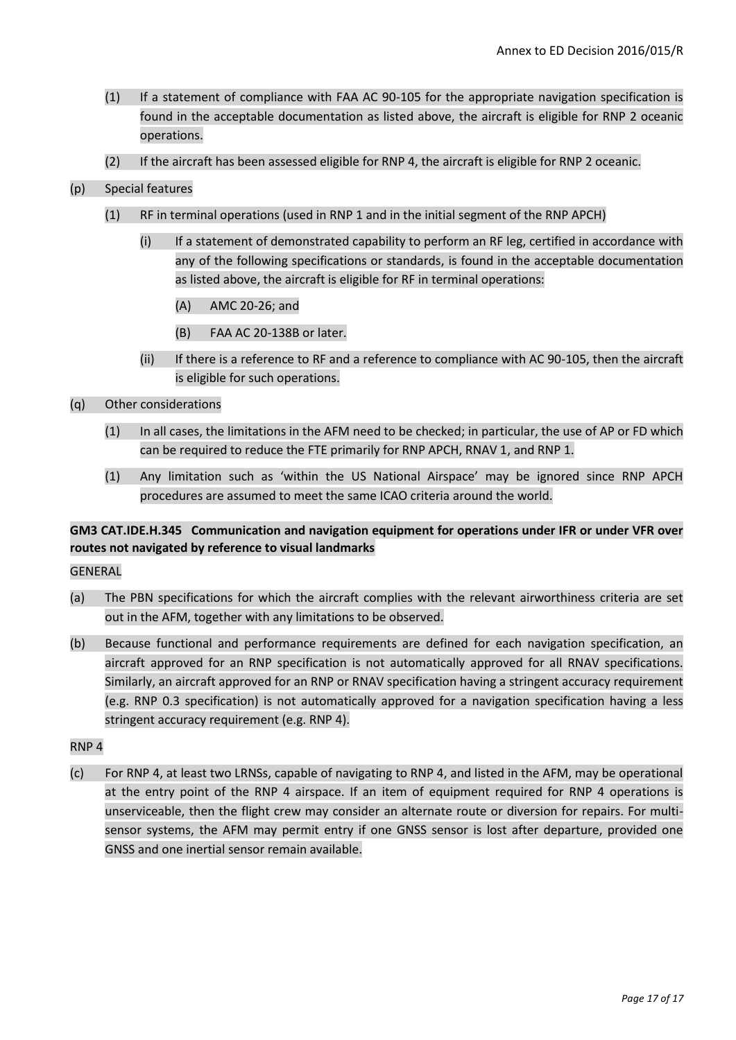(1) If a statement of compliance with FAA AC 90-105 for the appropriate navigation specification is found in the acceptable documentation as listed above, the aircraft is eligible for RNP 2 oceanic operations.

(2) If the aircraft has been assessed eligible for RNP 4, the aircraft is eligible for RNP 2 oceanic.

(p) Special features

(1) RF in terminal operations (used in RNP 1 and in the initial segment of the RNP APCH)

(i) If a statement of demonstrated capability to perform an RF leg, certified in accordance with any of the following specifications or standards, is found in the acceptable documentation as listed above, the aircraft is eligible for RF in terminal operations:

(A) AMC 20-26; and

(B) FAA AC 20-138B or later.

(ii) If there is a reference to RF and a reference to compliance with AC 90-105, then the aircraft is eligible for such operations.

(q) Other considerations

(1) In all cases, the limitations in the AFM need to be checked; in particular, the use of AP or FD which can be required to reduce the FTE primarily for RNP APCH, RNAV 1, and RNP 1.

(1) Any limitation such as 'within the US National Airspace' may be ignored since RNP APCH procedures are assumed to meet the same ICAO criteria around the world.

**GM3 CAT.IDE.H.345 Communication and navigation equipment for operations under IFR or under VFR over routes not navigated by reference to visual landmarks**

GENERAL

(a) The PBN specifications for which the aircraft complies with the relevant airworthiness criteria are set out in the AFM, together with any limitations to be observed.

(b) Because functional and performance requirements are defined for each navigation specification, an aircraft approved for an RNP specification is not automatically approved for all RNAV specifications. Similarly, an aircraft approved for an RNP or RNAV specification having a stringent accuracy requirement (e.g. RNP 0.3 specification) is not automatically approved for a navigation specification having a less stringent accuracy requirement (e.g. RNP 4).

RNP 4

(c) For RNP 4, at least two LRNSs, capable of navigating to RNP 4, and listed in the AFM, may be operational at the entry point of the RNP 4 airspace. If an item of equipment required for RNP 4 operations is unserviceable, then the flight crew may consider an alternate route or diversion for repairs. For multi-sensor systems, the AFM may permit entry if one GNSS sensor is lost after departure, provided one GNSS and one inertial sensor remain available.